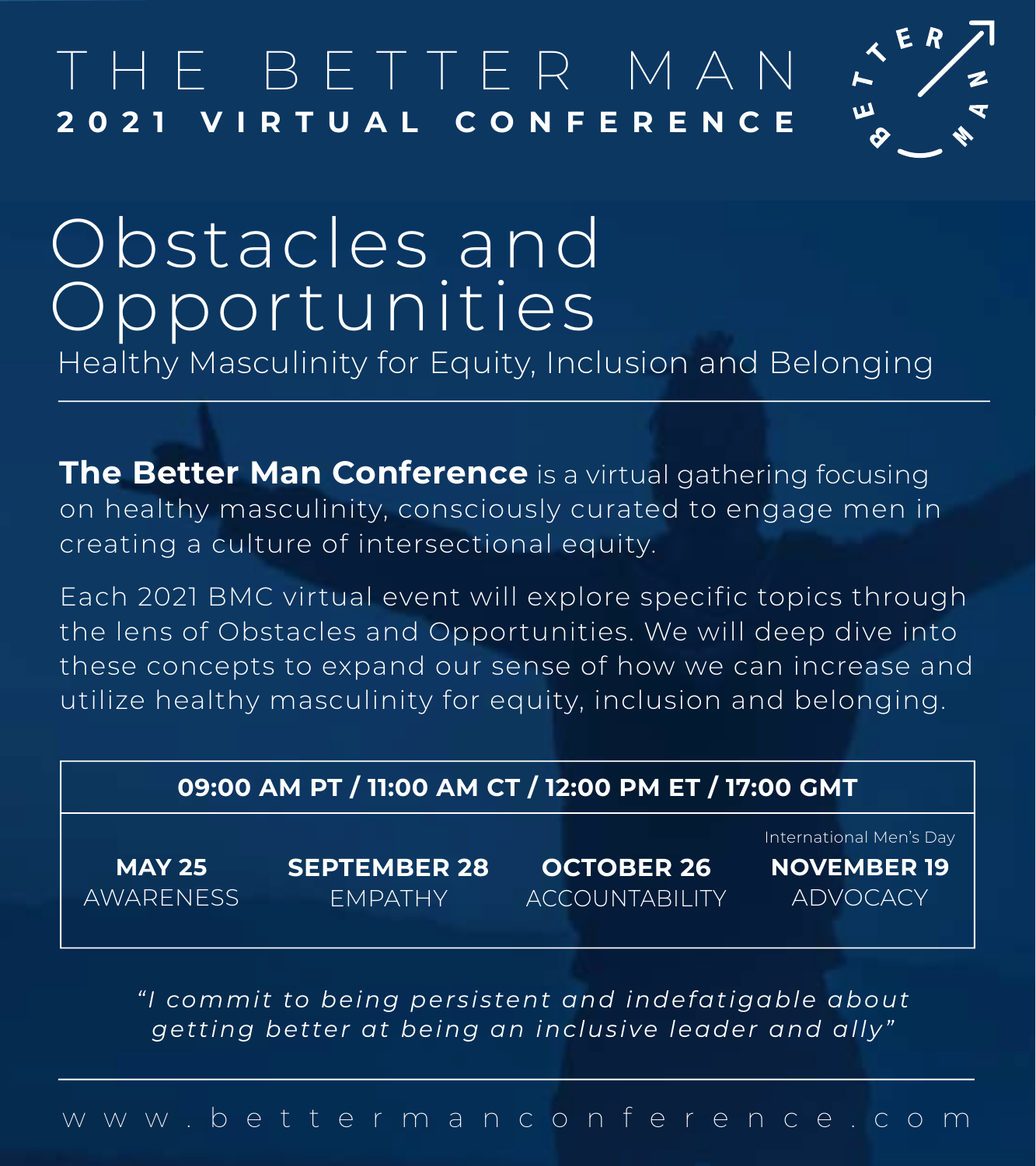# THE BETTER MAN

**2021 VIRTUAL CONFERENCE**

# Obstacles and Opportunities

## Healthy Masculinity for Equity, Inclusion and Belonging

---

**The Better Man Conference** is a virtual gathering focusing on healthy masculinity, consciously curated to engage men in creating a culture of intersectional equity.

Each 2021 BMC virtual event will explore specific topics through the lens of Obstacles and Opportunities. We will deep dive into these concepts to expand our sense of how we can increase and utilize healthy masculinity for equity, inclusion and belonging.

| 09:00 AM PT / 11:00 AM CT / 12:00 PM ET / 17:00 GMT | | | |
|---|---|---|---|
| | | | International Men's Day |
| **MAY 25** | **SEPTEMBER 28** | **OCTOBER 26** | **NOVEMBER 19** |
| AWARENESS | EMPATHY | ACCOUNTABILITY | ADVOCACY |

*"I commit to being persistent and indefatigable about getting better at being an inclusive leader and ally"*

---

www.bettermanconference.com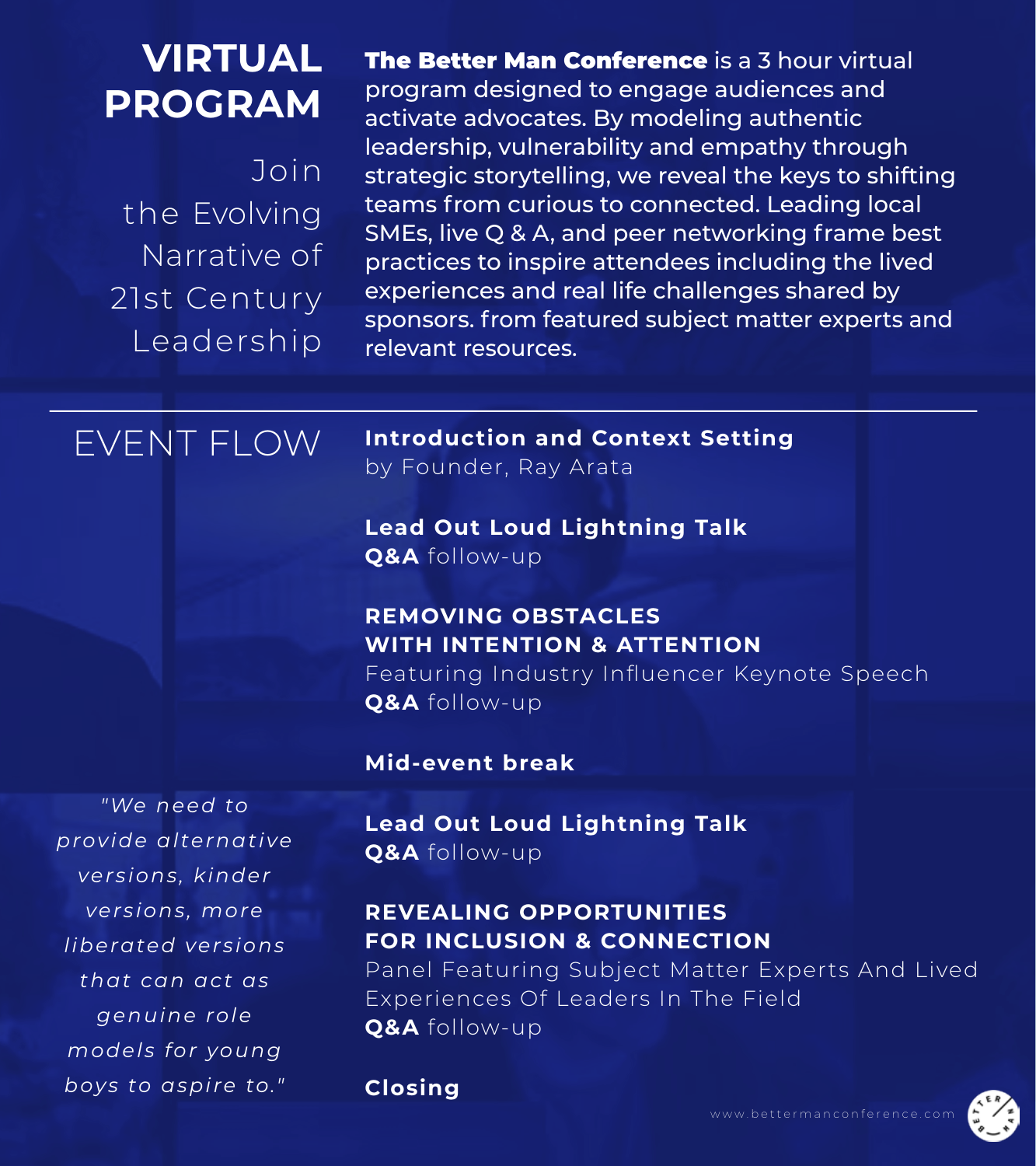# VIRTUAL PROGRAM

Join the Evolving Narrative of 21st Century Leadership

**The Better Man Conference** is a 3 hour virtual program designed to engage audiences and activate advocates. By modeling authentic leadership, vulnerability and empathy through strategic storytelling, we reveal the keys to shifting teams from curious to connected. Leading local SMEs, live Q & A, and peer networking frame best practices to inspire attendees including the lived experiences and real life challenges shared by sponsors. from featured subject matter experts and relevant resources.

---

## EVENT FLOW

**Introduction and Context Setting**
by Founder, Ray Arata

**Lead Out Loud Lightning Talk**
**Q&A** follow-up

**REMOVING OBSTACLES WITH INTENTION & ATTENTION**
Featuring Industry Influencer Keynote Speech
**Q&A** follow-up

**Mid-event break**

**Lead Out Loud Lightning Talk**
**Q&A** follow-up

**REVEALING OPPORTUNITIES FOR INCLUSION & CONNECTION**
Panel Featuring Subject Matter Experts And Lived Experiences Of Leaders In The Field
**Q&A** follow-up

**Closing**

*"We need to provide alternative versions, kinder versions, more liberated versions that can act as genuine role models for young boys to aspire to."*

www.bettermanconference.com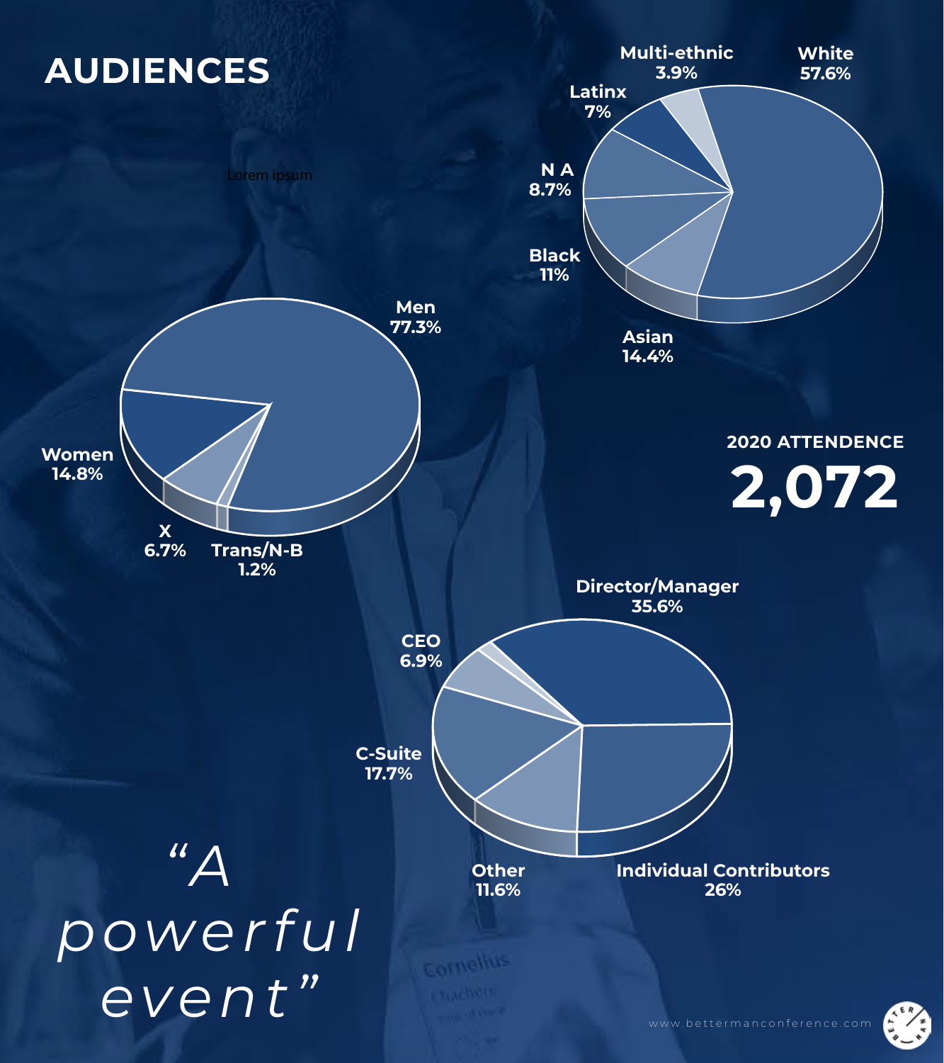# AUDIENCES

Lorem ipsum

| Ethnicity | % |
|---|---|
| White | 57.6% |
| Multi-ethnic | 3.9% |
| Latinx | 7% |
| N A | 8.7% |
| Black | 11% |
| Asian | 14.4% |

| Gender | % |
|---|---|
| Men | 77.3% |
| Women | 14.8% |
| X | 6.7% |
| Trans/N-B | 1.2% |

**2020 ATTENDENCE**

**2,072**

| Role | % |
|---|---|
| Director/Manager | 35.6% |
| CEO | 6.9% |
| C-Suite | 17.7% |
| Other | 11.6% |
| Individual Contributors | 26% |

*"A powerful event"*

www.bettermanconference.com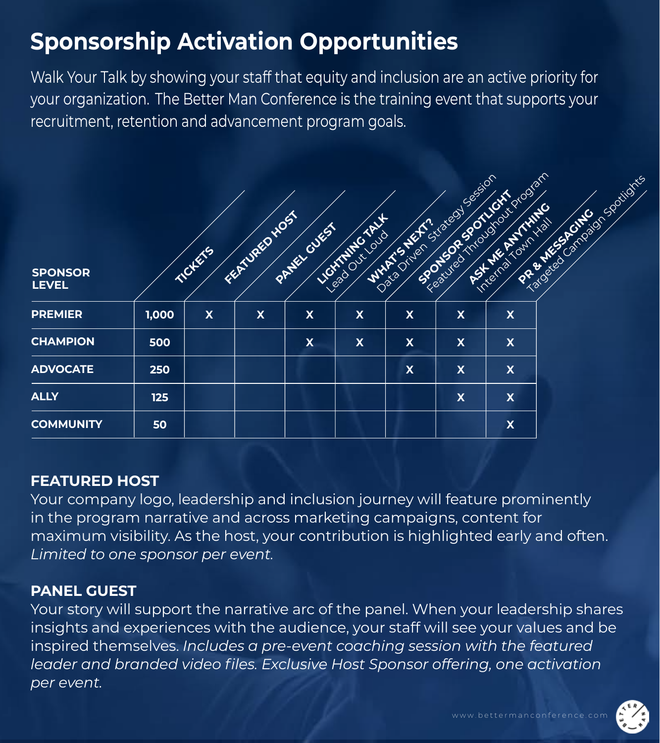# Sponsorship Activation Opportunities

Walk Your Talk by showing your staff that equity and inclusion are an active priority for your organization. The Better Man Conference is the training event that supports your recruitment, retention and advancement program goals.

| SPONSOR LEVEL | TICKETS | FEATURED HOST | PANEL GUEST | LIGHTNING TALK Lead Out Loud | WHAT'S NEXT? Data Driven Strategy Session | SPONSOR SPOTLIGHT Featured Throughout Program | ASK ME ANYTHING Internal Town Hall | PR & MESSAGING Targeted Campaign Spotlights |
|---|---|---|---|---|---|---|---|---|
| PREMIER | 1,000 | X | X | X | X | X | X | X |
| CHAMPION | 500 | | | X | X | X | X | X |
| ADVOCATE | 250 | | | | | X | X | X |
| ALLY | 125 | | | | | | X | X |
| COMMUNITY | 50 | | | | | | | X |

## FEATURED HOST

Your company logo, leadership and inclusion journey will feature prominently in the program narrative and across marketing campaigns, content for maximum visibility. As the host, your contribution is highlighted early and often. *Limited to one sponsor per event.*

## PANEL GUEST

Your story will support the narrative arc of the panel. When your leadership shares insights and experiences with the audience, your staff will see your values and be inspired themselves. *Includes a pre-event coaching session with the featured leader and branded video files. Exclusive Host Sponsor offering, one activation per event.*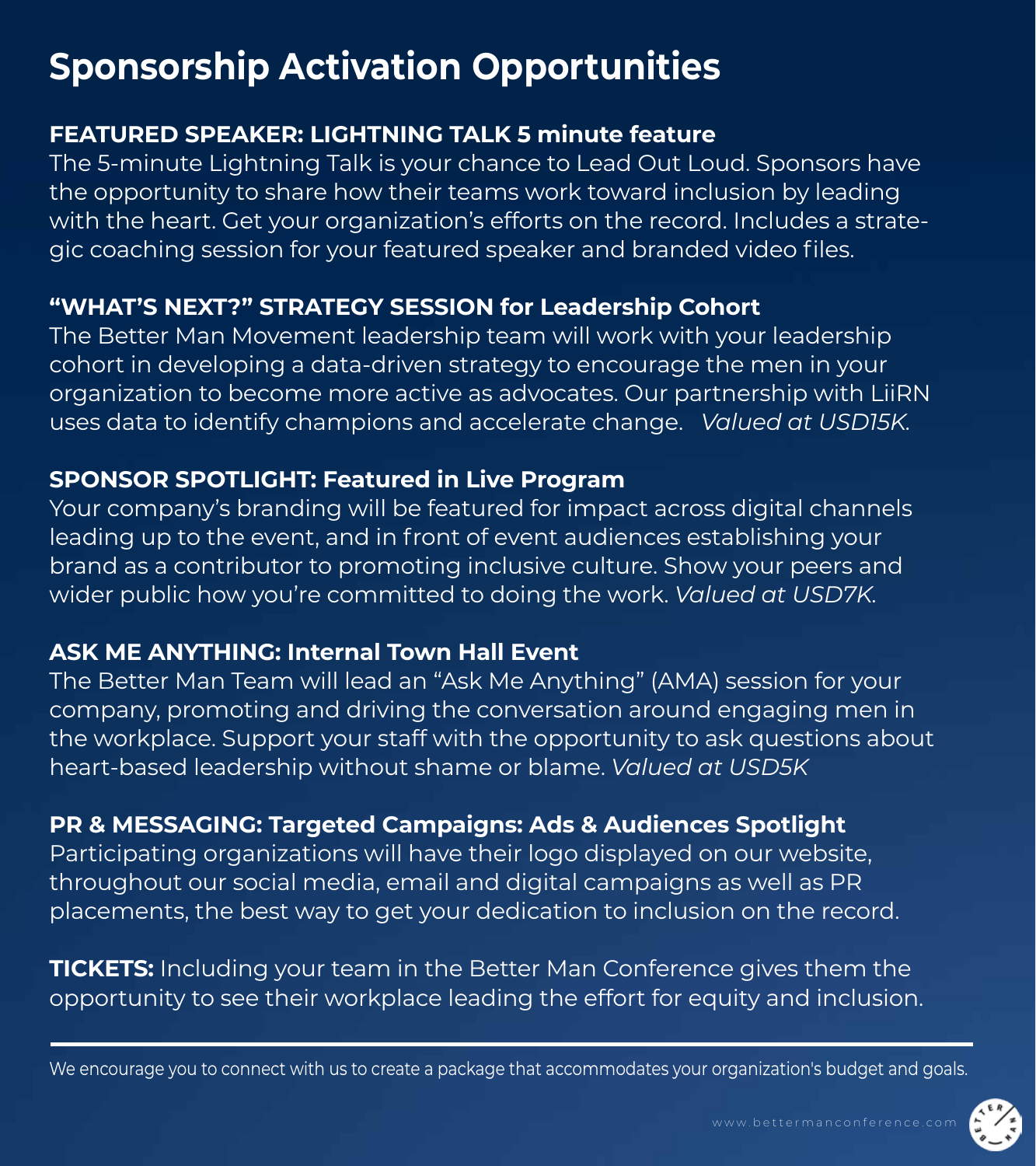# Sponsorship Activation Opportunities

**FEATURED SPEAKER: LIGHTNING TALK 5 minute feature**
The 5-minute Lightning Talk is your chance to Lead Out Loud. Sponsors have the opportunity to share how their teams work toward inclusion by leading with the heart. Get your organization's efforts on the record. Includes a strategic coaching session for your featured speaker and branded video files.

**"WHAT'S NEXT?" STRATEGY SESSION for Leadership Cohort**
The Better Man Movement leadership team will work with your leadership cohort in developing a data-driven strategy to encourage the men in your organization to become more active as advocates. Our partnership with LiiRN uses data to identify champions and accelerate change. *Valued at USD15K.*

**SPONSOR SPOTLIGHT: Featured in Live Program**
Your company's branding will be featured for impact across digital channels leading up to the event, and in front of event audiences establishing your brand as a contributor to promoting inclusive culture. Show your peers and wider public how you're committed to doing the work. *Valued at USD7K.*

**ASK ME ANYTHING: Internal Town Hall Event**
The Better Man Team will lead an "Ask Me Anything" (AMA) session for your company, promoting and driving the conversation around engaging men in the workplace. Support your staff with the opportunity to ask questions about heart-based leadership without shame or blame. *Valued at USD5K*

**PR & MESSAGING: Targeted Campaigns: Ads & Audiences Spotlight**
Participating organizations will have their logo displayed on our website, throughout our social media, email and digital campaigns as well as PR placements, the best way to get your dedication to inclusion on the record.

**TICKETS:** Including your team in the Better Man Conference gives them the opportunity to see their workplace leading the effort for equity and inclusion.

---

We encourage you to connect with us to create a package that accommodates your organization's budget and goals.

www.bettermanconference.com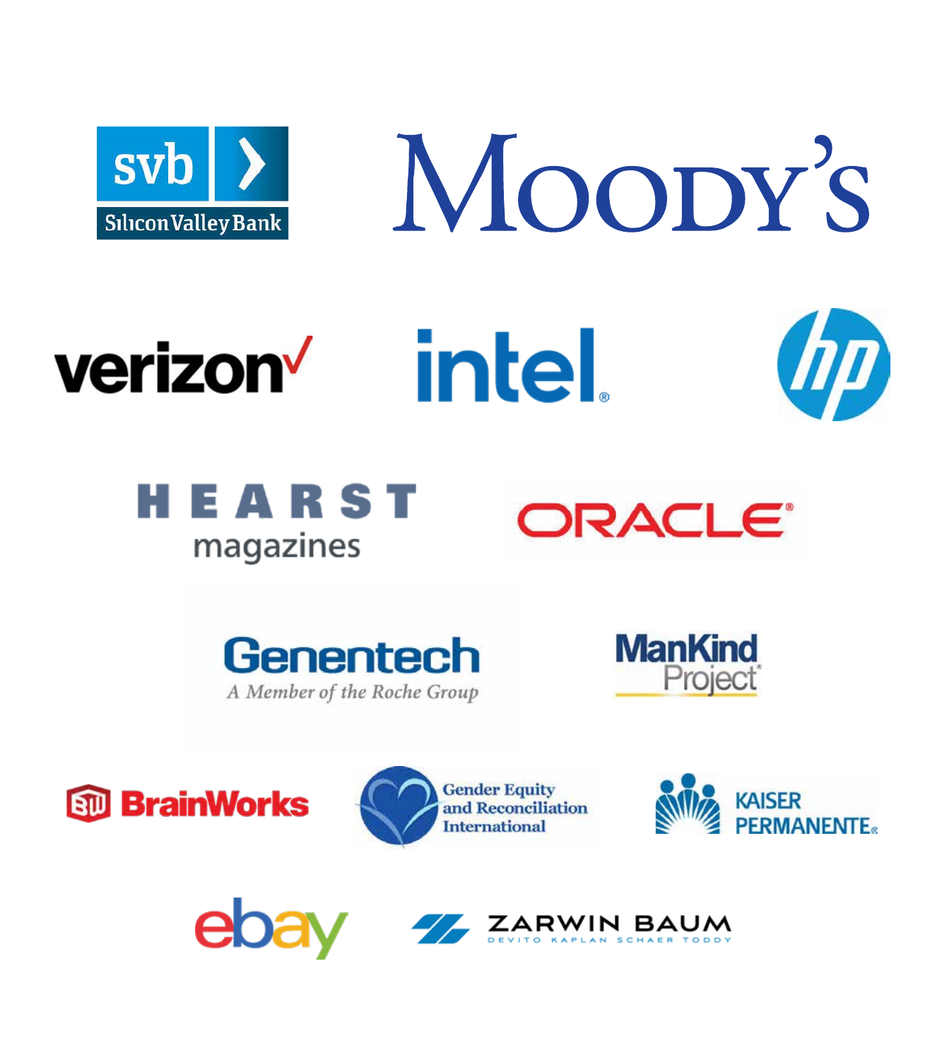svb

Silicon Valley Bank

Moody's

verizon

intel

hp

HEARST

magazines

ORACLE

Genentech

*A Member of the Roche Group*

ManKind Project

BrainWorks

Gender Equity and Reconciliation International

KAISER PERMANENTE

ebay

ZARWIN BAUM

DEVITO KAPLAN SCHAER TODDY